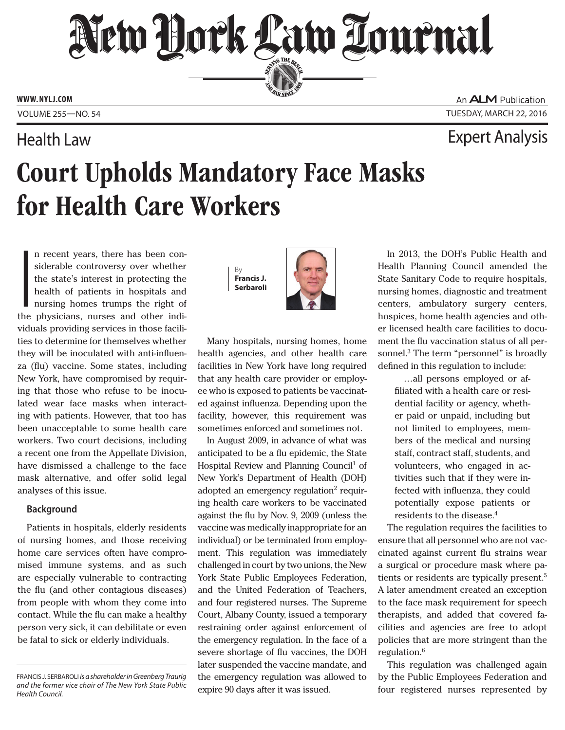# New York Law Journal

WWW.NYLJ.COM

An ALM Publication

VOLUME 255—NO. 54

TUESDAY, MARCH 22, 2016

Health Law

Expert Analysis

# Court Upholds Mandatory Face Masks for Health Care Workers

By **Francis J. Serbaroli**

In recent years, there has been considerable controversy over whether the state's interest in protecting the health of patients in hospitals and nursing homes trumps the right of the physicians, nurses and other individuals providing services in those facilities to determine for themselves whether they will be inoculated with anti-influenza (flu) vaccine. Some states, including New York, have compromised by requiring that those who refuse to be inoculated wear face masks when interacting with patients. However, that too has been unacceptable to some health care workers. Two court decisions, including a recent one from the Appellate Division, have dismissed a challenge to the face mask alternative, and offer solid legal analyses of this issue.

## Background

Patients in hospitals, elderly residents of nursing homes, and those receiving home care services often have compromised immune systems, and as such are especially vulnerable to contracting the flu (and other contagious diseases) from people with whom they come into contact. While the flu can make a healthy person very sick, it can debilitate or even be fatal to sick or elderly individuals.

Many hospitals, nursing homes, home health agencies, and other health care facilities in New York have long required that any health care provider or employee who is exposed to patients be vaccinated against influenza. Depending upon the facility, however, this requirement was sometimes enforced and sometimes not.

In August 2009, in advance of what was anticipated to be a flu epidemic, the State Hospital Review and Planning Council[1] of New York's Department of Health (DOH) adopted an emergency regulation[2] requiring health care workers to be vaccinated against the flu by Nov. 9, 2009 (unless the vaccine was medically inappropriate for an individual) or be terminated from employment. This regulation was immediately challenged in court by two unions, the New York State Public Employees Federation, and the United Federation of Teachers, and four registered nurses. The Supreme Court, Albany County, issued a temporary restraining order against enforcement of the emergency regulation. In the face of a severe shortage of flu vaccines, the DOH later suspended the vaccine mandate, and the emergency regulation was allowed to expire 90 days after it was issued.

In 2013, the DOH's Public Health and Health Planning Council amended the State Sanitary Code to require hospitals, nursing homes, diagnostic and treatment centers, ambulatory surgery centers, hospices, home health agencies and other licensed health care facilities to document the flu vaccination status of all personnel.[3] The term "personnel" is broadly defined in this regulation to include:

> …all persons employed or affiliated with a health care or residential facility or agency, whether paid or unpaid, including but not limited to employees, members of the medical and nursing staff, contract staff, students, and volunteers, who engaged in activities such that if they were infected with influenza, they could potentially expose patients or residents to the disease.[4]

The regulation requires the facilities to ensure that all personnel who are not vaccinated against current flu strains wear a surgical or procedure mask where patients or residents are typically present.[5] A later amendment created an exception to the face mask requirement for speech therapists, and added that covered facilities and agencies are free to adopt policies that are more stringent than the regulation.[6]

This regulation was challenged again by the Public Employees Federation and four registered nurses represented by

FRANCIS J. SERBAROLI *is a shareholder in Greenberg Traurig and the former vice chair of The New York State Public Health Council.*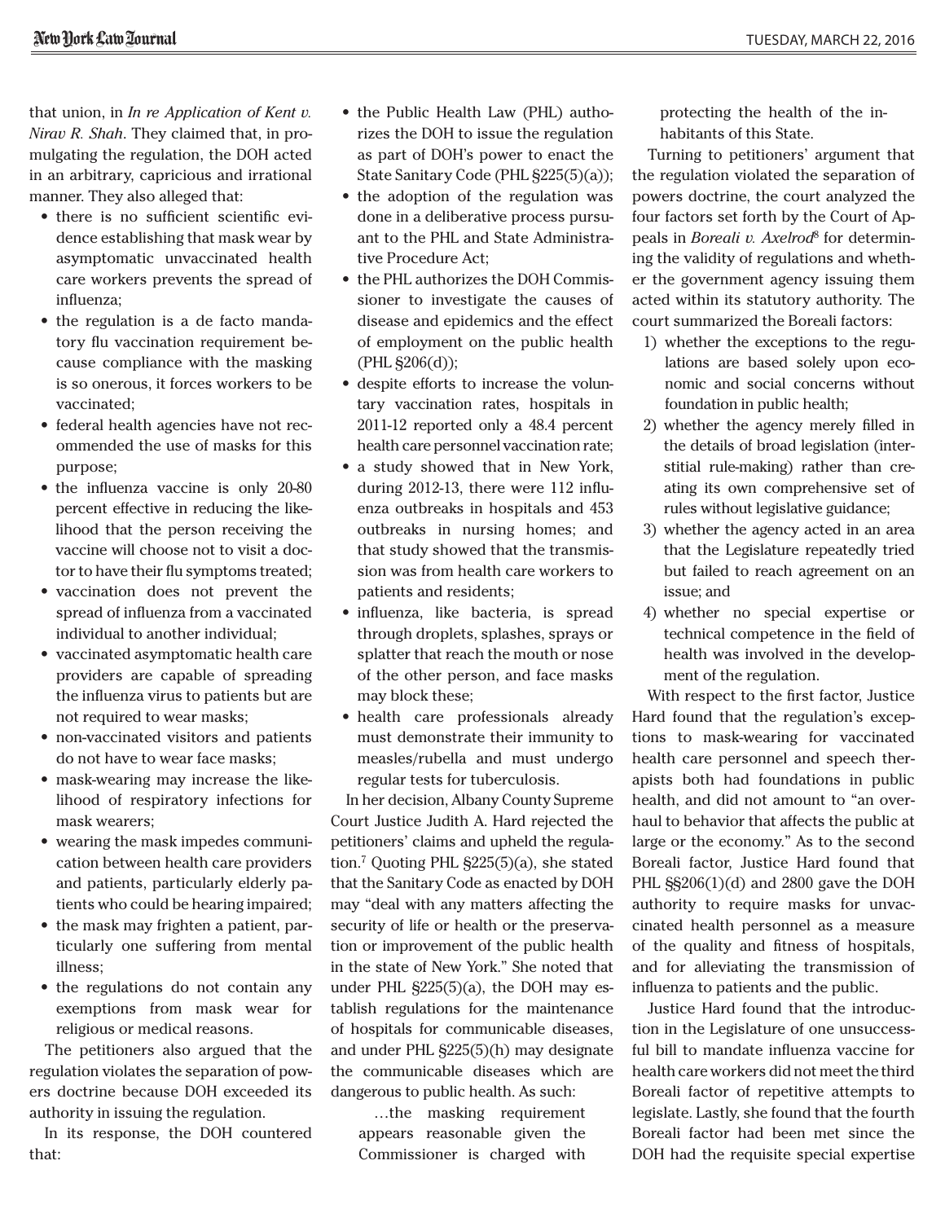that union, in *In re Application of Kent v. Nirav R. Shah*. They claimed that, in promulgating the regulation, the DOH acted in an arbitrary, capricious and irrational manner. They also alleged that:

- there is no sufficient scientific evidence establishing that mask wear by asymptomatic unvaccinated health care workers prevents the spread of influenza;
- the regulation is a de facto mandatory flu vaccination requirement because compliance with the masking is so onerous, it forces workers to be vaccinated;
- federal health agencies have not recommended the use of masks for this purpose;
- the influenza vaccine is only 20-80 percent effective in reducing the likelihood that the person receiving the vaccine will choose not to visit a doctor to have their flu symptoms treated;
- vaccination does not prevent the spread of influenza from a vaccinated individual to another individual;
- vaccinated asymptomatic health care providers are capable of spreading the influenza virus to patients but are not required to wear masks;
- non-vaccinated visitors and patients do not have to wear face masks;
- mask-wearing may increase the likelihood of respiratory infections for mask wearers;
- wearing the mask impedes communication between health care providers and patients, particularly elderly patients who could be hearing impaired;
- the mask may frighten a patient, particularly one suffering from mental illness;
- the regulations do not contain any exemptions from mask wear for religious or medical reasons.

The petitioners also argued that the regulation violates the separation of powers doctrine because DOH exceeded its authority in issuing the regulation.

In its response, the DOH countered that:

- the Public Health Law (PHL) authorizes the DOH to issue the regulation as part of DOH's power to enact the State Sanitary Code (PHL §225(5)(a));
- the adoption of the regulation was done in a deliberative process pursuant to the PHL and State Administrative Procedure Act;
- the PHL authorizes the DOH Commissioner to investigate the causes of disease and epidemics and the effect of employment on the public health (PHL §206(d));
- despite efforts to increase the voluntary vaccination rates, hospitals in 2011-12 reported only a 48.4 percent health care personnel vaccination rate;
- a study showed that in New York, during 2012-13, there were 112 influenza outbreaks in hospitals and 453 outbreaks in nursing homes; and that study showed that the transmission was from health care workers to patients and residents;
- influenza, like bacteria, is spread through droplets, splashes, sprays or splatter that reach the mouth or nose of the other person, and face masks may block these;
- health care professionals already must demonstrate their immunity to measles/rubella and must undergo regular tests for tuberculosis.

In her decision, Albany County Supreme Court Justice Judith A. Hard rejected the petitioners' claims and upheld the regulation.[7] Quoting PHL §225(5)(a), she stated that the Sanitary Code as enacted by DOH may "deal with any matters affecting the security of life or health or the preservation or improvement of the public health in the state of New York." She noted that under PHL §225(5)(a), the DOH may establish regulations for the maintenance of hospitals for communicable diseases, and under PHL §225(5)(h) may designate the communicable diseases which are dangerous to public health. As such:

> …the masking requirement appears reasonable given the Commissioner is charged with protecting the health of the inhabitants of this State.

Turning to petitioners' argument that the regulation violated the separation of powers doctrine, the court analyzed the four factors set forth by the Court of Appeals in *Boreali v. Axelrod*[8] for determining the validity of regulations and whether the government agency issuing them acted within its statutory authority. The court summarized the Boreali factors:

1) whether the exceptions to the regulations are based solely upon economic and social concerns without foundation in public health;
2) whether the agency merely filled in the details of broad legislation (interstitial rule-making) rather than creating its own comprehensive set of rules without legislative guidance;
3) whether the agency acted in an area that the Legislature repeatedly tried but failed to reach agreement on an issue; and
4) whether no special expertise or technical competence in the field of health was involved in the development of the regulation.

With respect to the first factor, Justice Hard found that the regulation's exceptions to mask-wearing for vaccinated health care personnel and speech therapists both had foundations in public health, and did not amount to "an overhaul to behavior that affects the public at large or the economy." As to the second Boreali factor, Justice Hard found that PHL §§206(1)(d) and 2800 gave the DOH authority to require masks for unvaccinated health personnel as a measure of the quality and fitness of hospitals, and for alleviating the transmission of influenza to patients and the public.

Justice Hard found that the introduction in the Legislature of one unsuccessful bill to mandate influenza vaccine for health care workers did not meet the third Boreali factor of repetitive attempts to legislate. Lastly, she found that the fourth Boreali factor had been met since the DOH had the requisite special expertise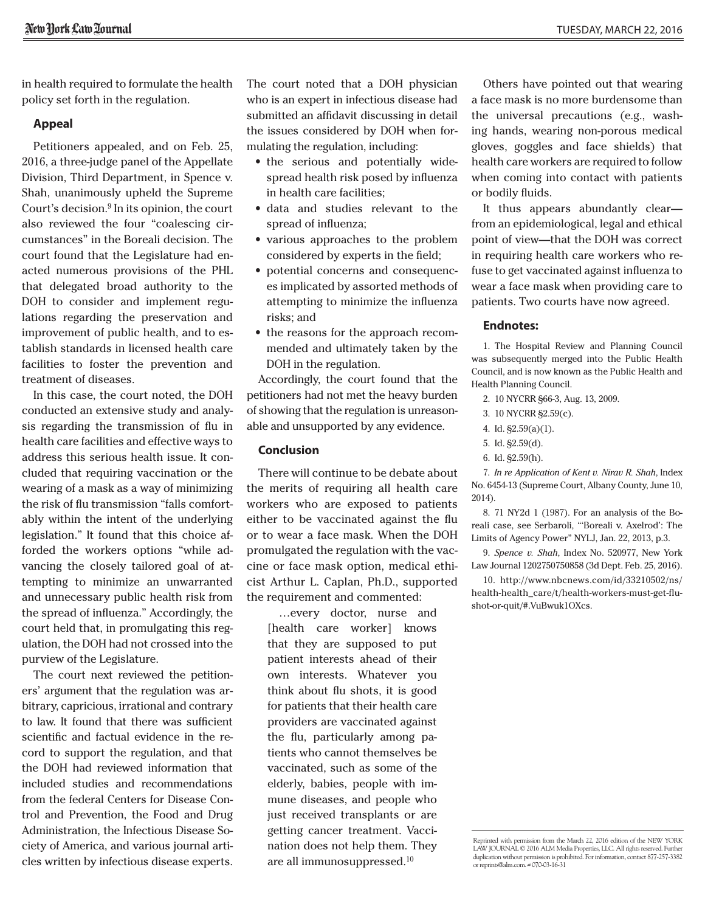in health required to formulate the health policy set forth in the regulation.

### Appeal

Petitioners appealed, and on Feb. 25, 2016, a three-judge panel of the Appellate Division, Third Department, in Spence v. Shah, unanimously upheld the Supreme Court's decision.[9] In its opinion, the court also reviewed the four "coalescing circumstances" in the Boreali decision. The court found that the Legislature had enacted numerous provisions of the PHL that delegated broad authority to the DOH to consider and implement regulations regarding the preservation and improvement of public health, and to establish standards in licensed health care facilities to foster the prevention and treatment of diseases.

In this case, the court noted, the DOH conducted an extensive study and analysis regarding the transmission of flu in health care facilities and effective ways to address this serious health issue. It concluded that requiring vaccination or the wearing of a mask as a way of minimizing the risk of flu transmission "falls comfortably within the intent of the underlying legislation." It found that this choice afforded the workers options "while advancing the closely tailored goal of attempting to minimize an unwarranted and unnecessary public health risk from the spread of influenza." Accordingly, the court held that, in promulgating this regulation, the DOH had not crossed into the purview of the Legislature.

The court next reviewed the petitioners' argument that the regulation was arbitrary, capricious, irrational and contrary to law. It found that there was sufficient scientific and factual evidence in the record to support the regulation, and that the DOH had reviewed information that included studies and recommendations from the federal Centers for Disease Control and Prevention, the Food and Drug Administration, the Infectious Disease Society of America, and various journal articles written by infectious disease experts. The court noted that a DOH physician who is an expert in infectious disease had submitted an affidavit discussing in detail the issues considered by DOH when formulating the regulation, including:

- the serious and potentially widespread health risk posed by influenza in health care facilities;
- data and studies relevant to the spread of influenza;
- various approaches to the problem considered by experts in the field;
- potential concerns and consequences implicated by assorted methods of attempting to minimize the influenza risks; and
- the reasons for the approach recommended and ultimately taken by the DOH in the regulation.

Accordingly, the court found that the petitioners had not met the heavy burden of showing that the regulation is unreasonable and unsupported by any evidence.

### Conclusion

There will continue to be debate about the merits of requiring all health care workers who are exposed to patients either to be vaccinated against the flu or to wear a face mask. When the DOH promulgated the regulation with the vaccine or face mask option, medical ethicist Arthur L. Caplan, Ph.D., supported the requirement and commented:

> …every doctor, nurse and [health care worker] knows that they are supposed to put patient interests ahead of their own interests. Whatever you think about flu shots, it is good for patients that their health care providers are vaccinated against the flu, particularly among patients who cannot themselves be vaccinated, such as some of the elderly, babies, people with immune diseases, and people who just received transplants or are getting cancer treatment. Vaccination does not help them. They are all immunosuppressed.[10]

Others have pointed out that wearing a face mask is no more burdensome than the universal precautions (e.g., washing hands, wearing non-porous medical gloves, goggles and face shields) that health care workers are required to follow when coming into contact with patients or bodily fluids.

It thus appears abundantly clear—from an epidemiological, legal and ethical point of view—that the DOH was correct in requiring health care workers who refuse to get vaccinated against influenza to wear a face mask when providing care to patients. Two courts have now agreed.

### Endnotes:

1. The Hospital Review and Planning Council was subsequently merged into the Public Health Council, and is now known as the Public Health and Health Planning Council.

2. 10 NYCRR §66-3, Aug. 13, 2009.

3. 10 NYCRR §2.59(c).

4. Id. §2.59(a)(1).

5. Id. §2.59(d).

6. Id. §2.59(h).

7. *In re Application of Kent v. Nirav R. Shah*, Index No. 6454-13 (Supreme Court, Albany County, June 10, 2014).

8. 71 NY2d 1 (1987). For an analysis of the Boreali case, see Serbaroli, "'Boreali v. Axelrod': The Limits of Agency Power" NYLJ, Jan. 22, 2013, p.3.

9. *Spence v. Shah*, Index No. 520977, New York Law Journal 1202750750858 (3d Dept. Feb. 25, 2016).

10. http://www.nbcnews.com/id/33210502/ns/health-health_care/t/health-workers-must-get-flu-shot-or-quit/#.VuBwuk1OXcs.

Reprinted with permission from the March 22, 2016 edition of the NEW YORK LAW JOURNAL © 2016 ALM Media Properties, LLC. All rights reserved. Further duplication without permission is prohibited. For information, contact 877-257-3382 or reprints@alm.com. # 070-03-16-31